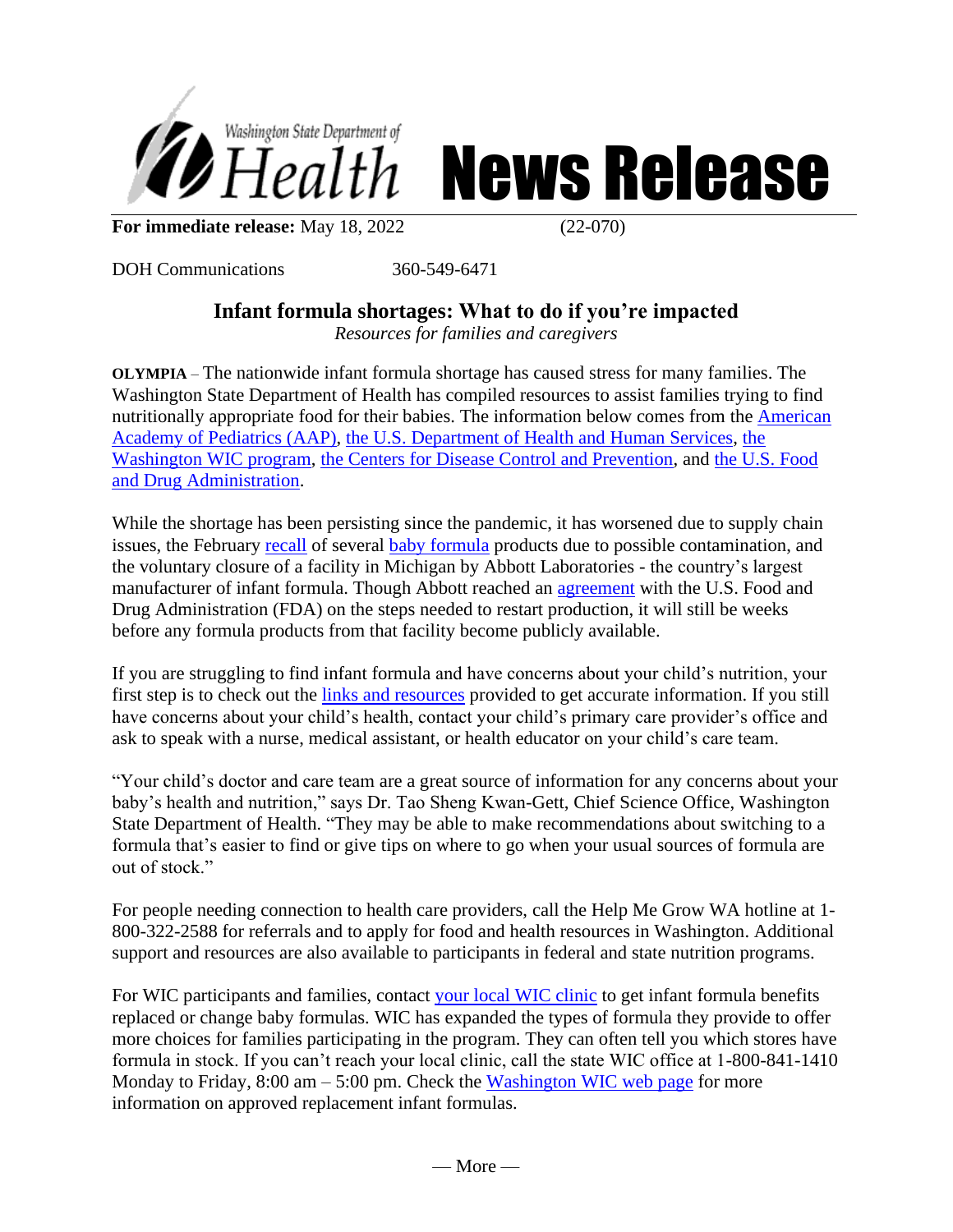Washington State Department of Health

# News Release

**For immediate release:** May 18, 2022 (22-070)

DOH Communications 360-549-6471

## Infant formula shortages: What to do if you're impacted

*Resources for families and caregivers*

**OLYMPIA** – The nationwide infant formula shortage has caused stress for many families. The Washington State Department of Health has compiled resources to assist families trying to find nutritionally appropriate food for their babies. The information below comes from the American Academy of Pediatrics (AAP), the U.S. Department of Health and Human Services, the Washington WIC program, the Centers for Disease Control and Prevention, and the U.S. Food and Drug Administration.

While the shortage has been persisting since the pandemic, it has worsened due to supply chain issues, the February recall of several baby formula products due to possible contamination, and the voluntary closure of a facility in Michigan by Abbott Laboratories - the country's largest manufacturer of infant formula. Though Abbott reached an agreement with the U.S. Food and Drug Administration (FDA) on the steps needed to restart production, it will still be weeks before any formula products from that facility become publicly available.

If you are struggling to find infant formula and have concerns about your child's nutrition, your first step is to check out the links and resources provided to get accurate information. If you still have concerns about your child's health, contact your child's primary care provider's office and ask to speak with a nurse, medical assistant, or health educator on your child's care team.

"Your child's doctor and care team are a great source of information for any concerns about your baby's health and nutrition," says Dr. Tao Sheng Kwan-Gett, Chief Science Office, Washington State Department of Health. "They may be able to make recommendations about switching to a formula that's easier to find or give tips on where to go when your usual sources of formula are out of stock."

For people needing connection to health care providers, call the Help Me Grow WA hotline at 1-800-322-2588 for referrals and to apply for food and health resources in Washington. Additional support and resources are also available to participants in federal and state nutrition programs.

For WIC participants and families, contact your local WIC clinic to get infant formula benefits replaced or change baby formulas. WIC has expanded the types of formula they provide to offer more choices for families participating in the program. They can often tell you which stores have formula in stock. If you can't reach your local clinic, call the state WIC office at 1-800-841-1410 Monday to Friday, 8:00 am – 5:00 pm. Check the Washington WIC web page for more information on approved replacement infant formulas.

— More —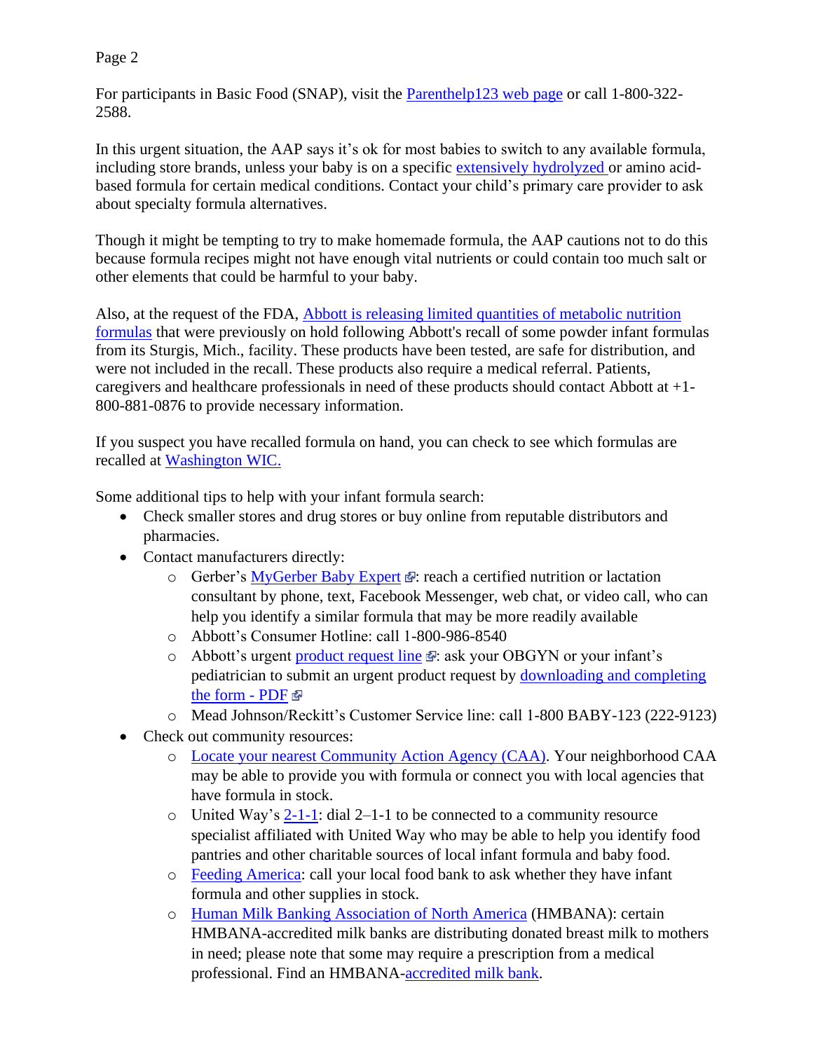For participants in Basic Food (SNAP), visit the Parenthelp123 web page or call 1-800-322-2588.

In this urgent situation, the AAP says it's ok for most babies to switch to any available formula, including store brands, unless your baby is on a specific extensively hydrolyzed or amino acid-based formula for certain medical conditions. Contact your child's primary care provider to ask about specialty formula alternatives.

Though it might be tempting to try to make homemade formula, the AAP cautions not to do this because formula recipes might not have enough vital nutrients or could contain too much salt or other elements that could be harmful to your baby.

Also, at the request of the FDA, Abbott is releasing limited quantities of metabolic nutrition formulas that were previously on hold following Abbott's recall of some powder infant formulas from its Sturgis, Mich., facility. These products have been tested, are safe for distribution, and were not included in the recall. These products also require a medical referral. Patients, caregivers and healthcare professionals in need of these products should contact Abbott at +1-800-881-0876 to provide necessary information.

If you suspect you have recalled formula on hand, you can check to see which formulas are recalled at Washington WIC.

Some additional tips to help with your infant formula search:

- Check smaller stores and drug stores or buy online from reputable distributors and pharmacies.
- Contact manufacturers directly:
    - Gerber's MyGerber Baby Expert: reach a certified nutrition or lactation consultant by phone, text, Facebook Messenger, web chat, or video call, who can help you identify a similar formula that may be more readily available
    - Abbott's Consumer Hotline: call 1-800-986-8540
    - Abbott's urgent product request line: ask your OBGYN or your infant's pediatrician to submit an urgent product request by downloading and completing the form - PDF
    - Mead Johnson/Reckitt's Customer Service line: call 1-800 BABY-123 (222-9123)
- Check out community resources:
    - Locate your nearest Community Action Agency (CAA). Your neighborhood CAA may be able to provide you with formula or connect you with local agencies that have formula in stock.
    - United Way's 2-1-1: dial 2–1-1 to be connected to a community resource specialist affiliated with United Way who may be able to help you identify food pantries and other charitable sources of local infant formula and baby food.
    - Feeding America: call your local food bank to ask whether they have infant formula and other supplies in stock.
    - Human Milk Banking Association of North America (HMBANA): certain HMBANA-accredited milk banks are distributing donated breast milk to mothers in need; please note that some may require a prescription from a medical professional. Find an HMBANA-accredited milk bank.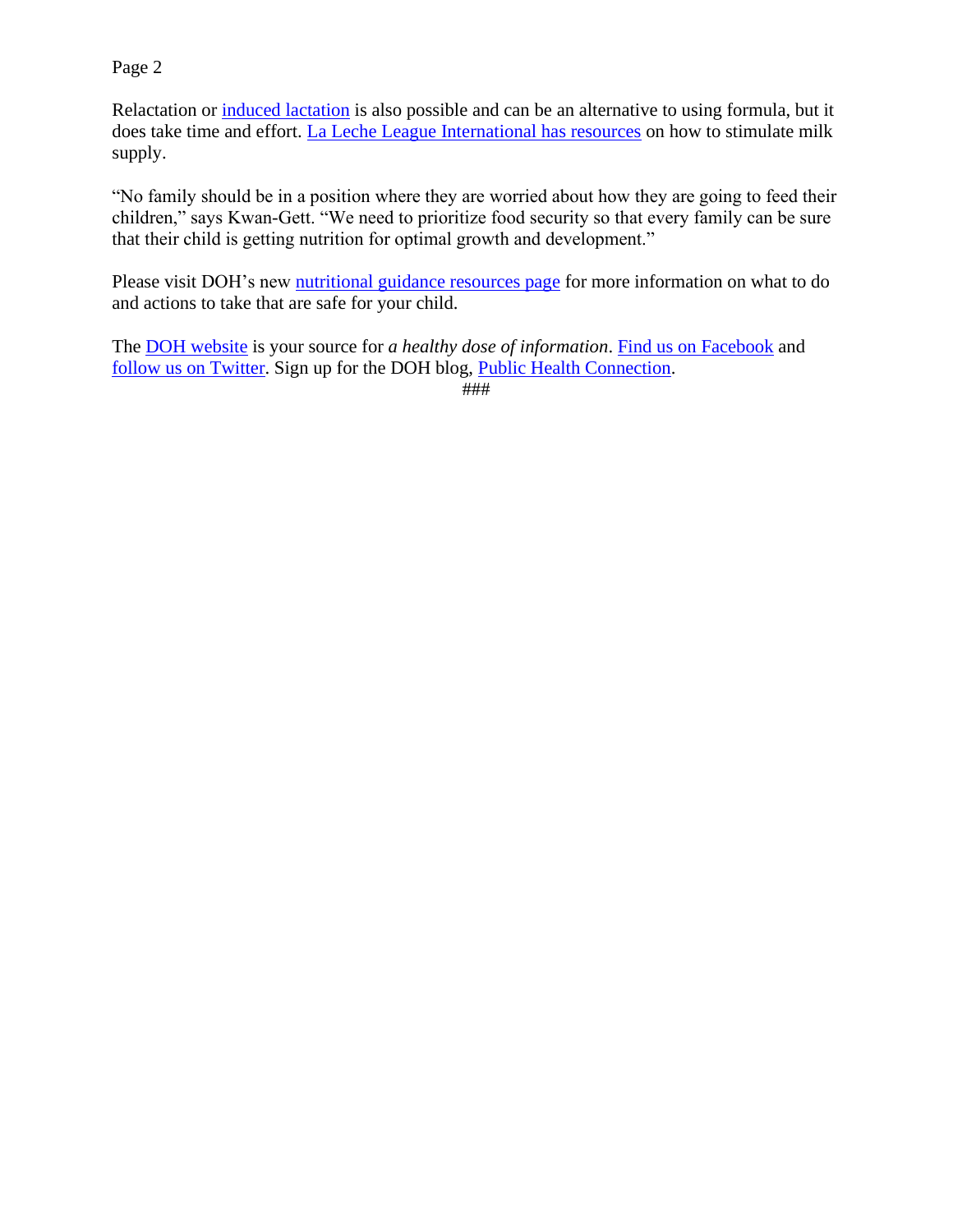Relactation or induced lactation is also possible and can be an alternative to using formula, but it does take time and effort. La Leche League International has resources on how to stimulate milk supply.

"No family should be in a position where they are worried about how they are going to feed their children," says Kwan-Gett. "We need to prioritize food security so that every family can be sure that their child is getting nutrition for optimal growth and development."

Please visit DOH's new nutritional guidance resources page for more information on what to do and actions to take that are safe for your child.

The DOH website is your source for *a healthy dose of information*. Find us on Facebook and follow us on Twitter. Sign up for the DOH blog, Public Health Connection.

###